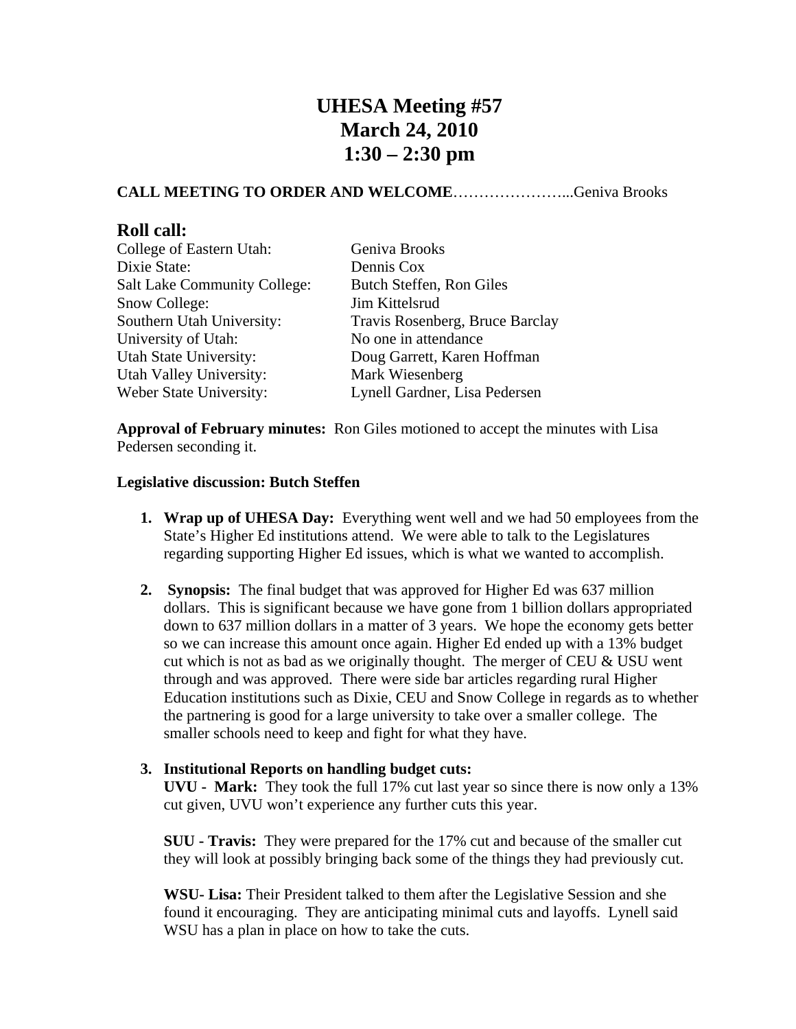# UHESA Meeting #57
# March 24, 2010
# 1:30 – 2:30 pm

**CALL MEETING TO ORDER AND WELCOME**…………………...Geniva Brooks

## Roll call:

| | |
|---|---|
| College of Eastern Utah: | Geniva Brooks |
| Dixie State: | Dennis Cox |
| Salt Lake Community College: | Butch Steffen, Ron Giles |
| Snow College: | Jim Kittelsrud |
| Southern Utah University: | Travis Rosenberg, Bruce Barclay |
| University of Utah: | No one in attendance |
| Utah State University: | Doug Garrett, Karen Hoffman |
| Utah Valley University: | Mark Wiesenberg |
| Weber State University: | Lynell Gardner, Lisa Pedersen |

**Approval of February minutes:** Ron Giles motioned to accept the minutes with Lisa Pedersen seconding it.

**Legislative discussion: Butch Steffen**

1. **Wrap up of UHESA Day:** Everything went well and we had 50 employees from the State's Higher Ed institutions attend. We were able to talk to the Legislatures regarding supporting Higher Ed issues, which is what we wanted to accomplish.

2. **Synopsis:** The final budget that was approved for Higher Ed was 637 million dollars. This is significant because we have gone from 1 billion dollars appropriated down to 637 million dollars in a matter of 3 years. We hope the economy gets better so we can increase this amount once again. Higher Ed ended up with a 13% budget cut which is not as bad as we originally thought. The merger of CEU & USU went through and was approved. There were side bar articles regarding rural Higher Education institutions such as Dixie, CEU and Snow College in regards as to whether the partnering is good for a large university to take over a smaller college. The smaller schools need to keep and fight for what they have.

3. **Institutional Reports on handling budget cuts:**

   **UVU - Mark:** They took the full 17% cut last year so since there is now only a 13% cut given, UVU won't experience any further cuts this year.

   **SUU - Travis:** They were prepared for the 17% cut and because of the smaller cut they will look at possibly bringing back some of the things they had previously cut.

   **WSU- Lisa:** Their President talked to them after the Legislative Session and she found it encouraging. They are anticipating minimal cuts and layoffs. Lynell said WSU has a plan in place on how to take the cuts.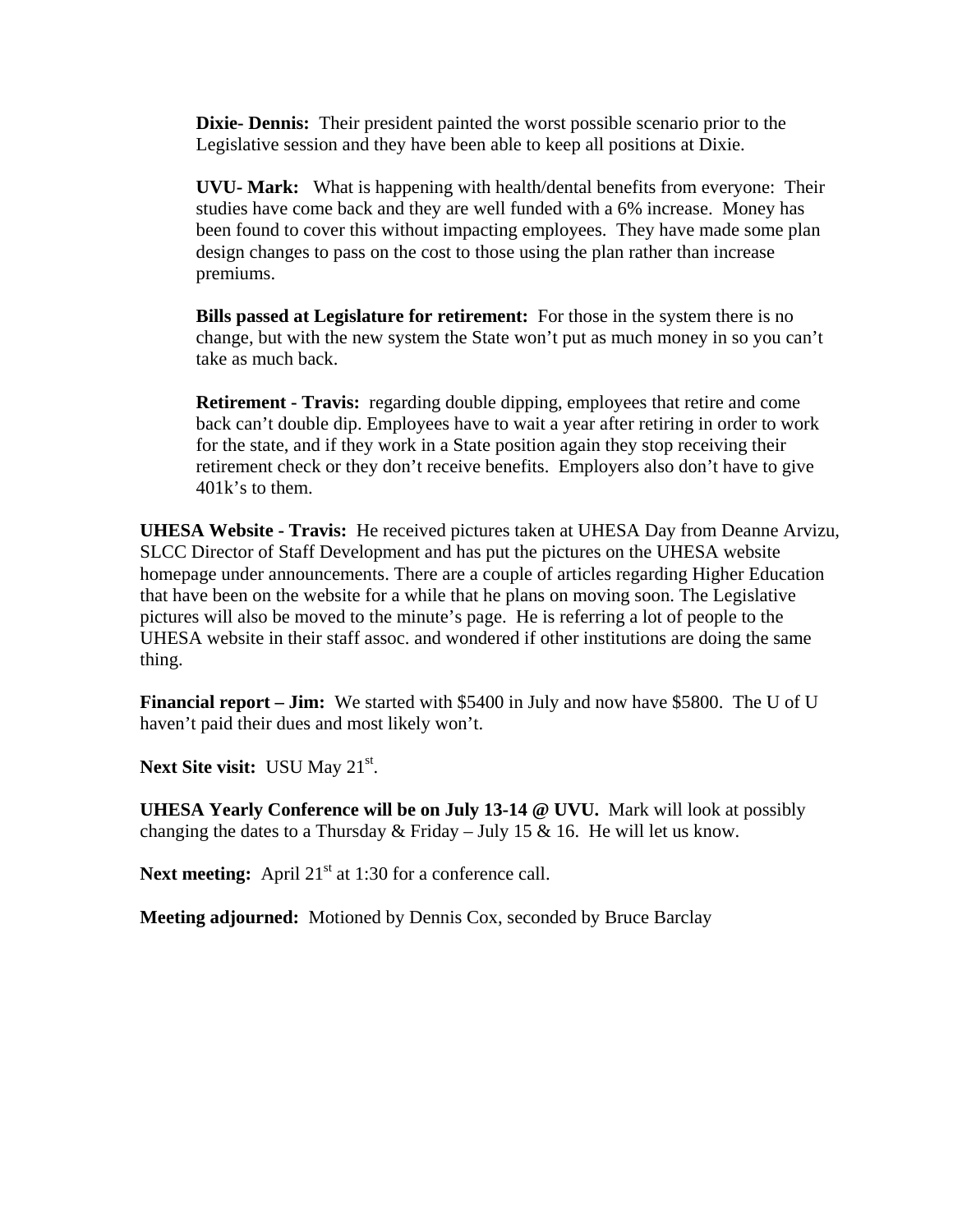**Dixie- Dennis:** Their president painted the worst possible scenario prior to the Legislative session and they have been able to keep all positions at Dixie.

**UVU- Mark:** What is happening with health/dental benefits from everyone: Their studies have come back and they are well funded with a 6% increase. Money has been found to cover this without impacting employees. They have made some plan design changes to pass on the cost to those using the plan rather than increase premiums.

**Bills passed at Legislature for retirement:** For those in the system there is no change, but with the new system the State won't put as much money in so you can't take as much back.

**Retirement - Travis:** regarding double dipping, employees that retire and come back can't double dip. Employees have to wait a year after retiring in order to work for the state, and if they work in a State position again they stop receiving their retirement check or they don't receive benefits. Employers also don't have to give 401k's to them.

**UHESA Website - Travis:** He received pictures taken at UHESA Day from Deanne Arvizu, SLCC Director of Staff Development and has put the pictures on the UHESA website homepage under announcements. There are a couple of articles regarding Higher Education that have been on the website for a while that he plans on moving soon. The Legislative pictures will also be moved to the minute's page. He is referring a lot of people to the UHESA website in their staff assoc. and wondered if other institutions are doing the same thing.

**Financial report – Jim:** We started with $5400 in July and now have $5800. The U of U haven't paid their dues and most likely won't.

**Next Site visit:** USU May 21st.

**UHESA Yearly Conference will be on July 13-14 @ UVU.** Mark will look at possibly changing the dates to a Thursday & Friday – July 15 & 16. He will let us know.

**Next meeting:** April 21st at 1:30 for a conference call.

**Meeting adjourned:** Motioned by Dennis Cox, seconded by Bruce Barclay